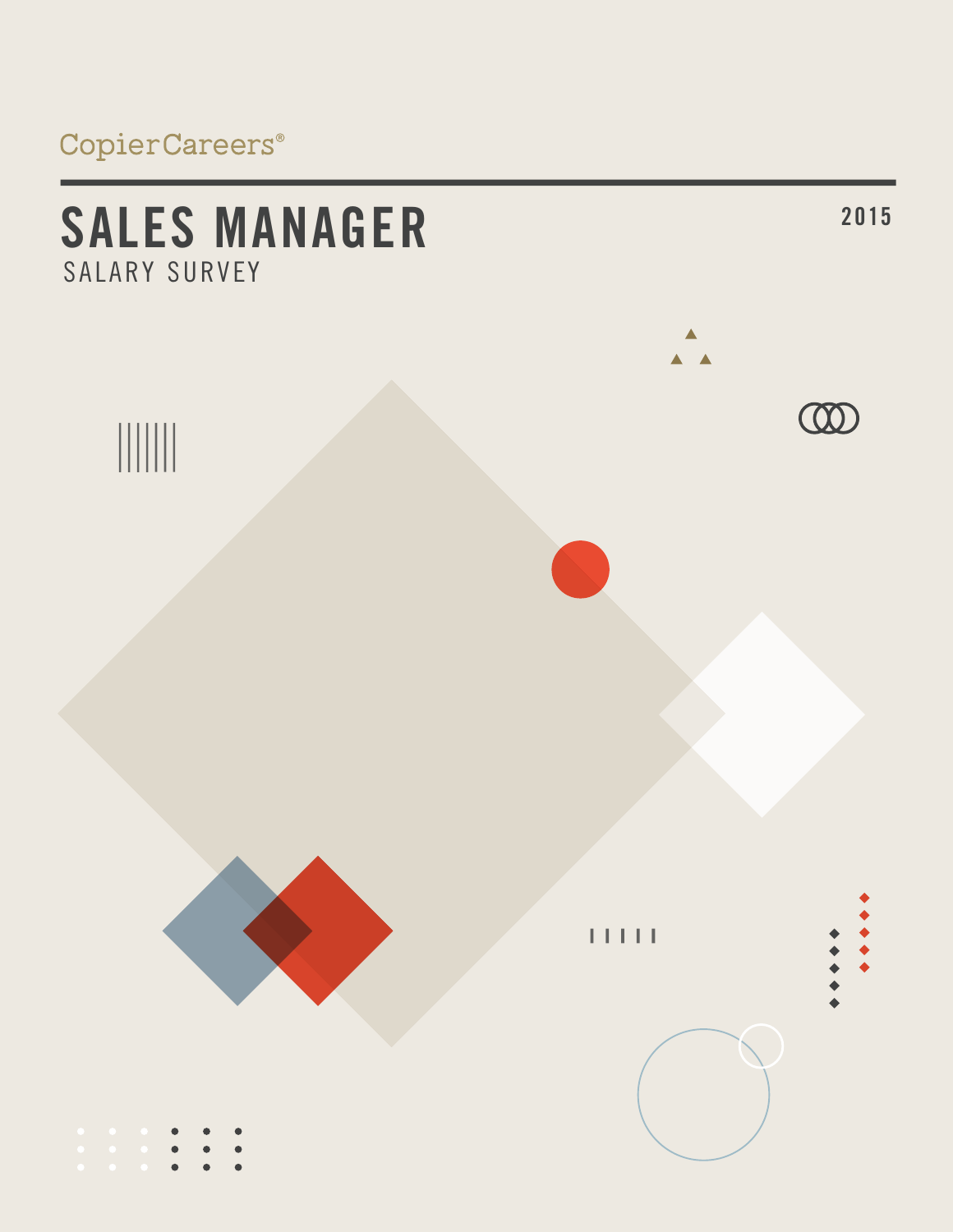CopierCareers®

# SALES MANAGER

SALARY SURVEY

2015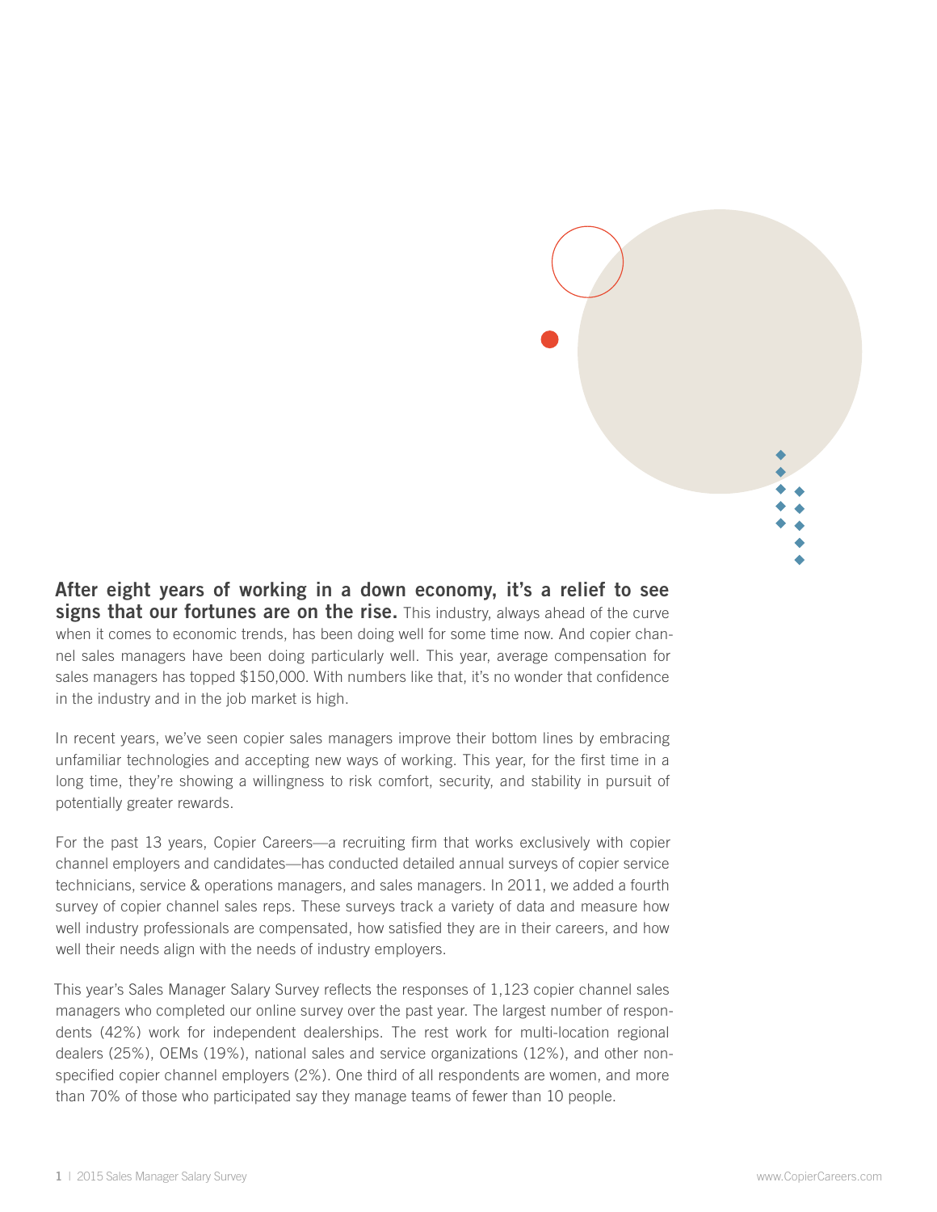**After eight years of working in a down economy, it's a relief to see signs that our fortunes are on the rise.** This industry, always ahead of the curve when it comes to economic trends, has been doing well for some time now. And copier channel sales managers have been doing particularly well. This year, average compensation for sales managers has topped $150,000. With numbers like that, it's no wonder that confidence in the industry and in the job market is high.

In recent years, we've seen copier sales managers improve their bottom lines by embracing unfamiliar technologies and accepting new ways of working. This year, for the first time in a long time, they're showing a willingness to risk comfort, security, and stability in pursuit of potentially greater rewards.

For the past 13 years, Copier Careers—a recruiting firm that works exclusively with copier channel employers and candidates—has conducted detailed annual surveys of copier service technicians, service & operations managers, and sales managers. In 2011, we added a fourth survey of copier channel sales reps. These surveys track a variety of data and measure how well industry professionals are compensated, how satisfied they are in their careers, and how well their needs align with the needs of industry employers.

This year's Sales Manager Salary Survey reflects the responses of 1,123 copier channel sales managers who completed our online survey over the past year. The largest number of respondents (42%) work for independent dealerships. The rest work for multi-location regional dealers (25%), OEMs (19%), national sales and service organizations (12%), and other non-specified copier channel employers (2%). One third of all respondents are women, and more than 70% of those who participated say they manage teams of fewer than 10 people.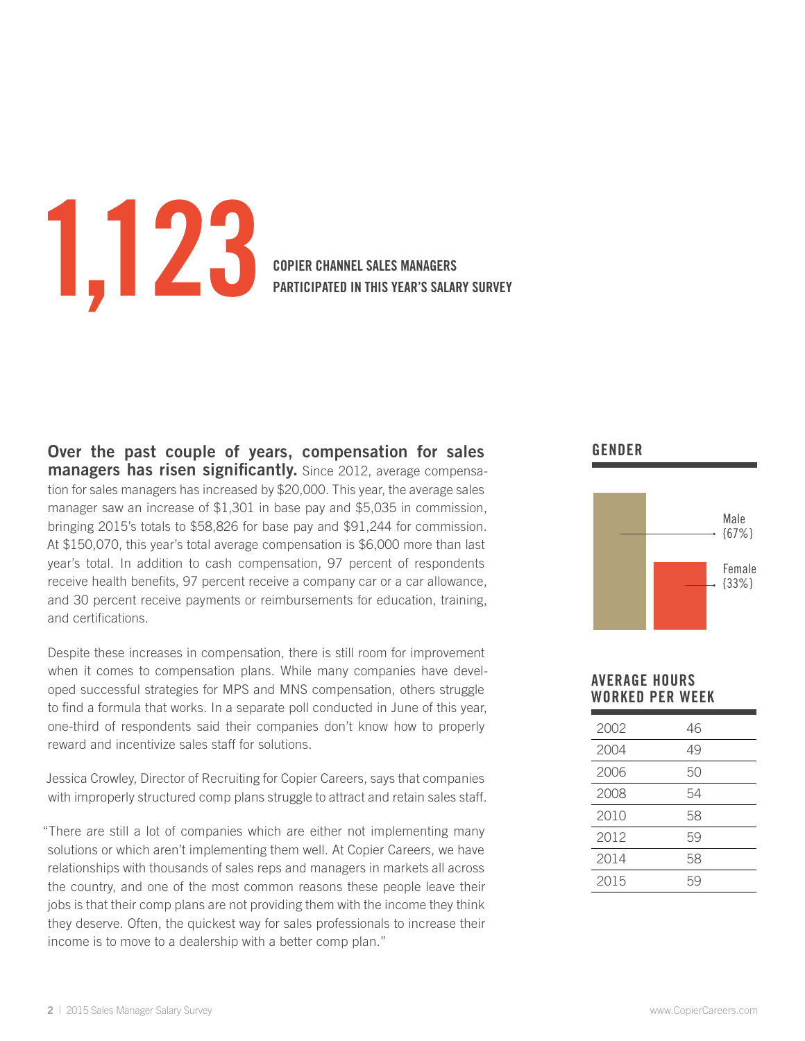# 1,123

**COPIER CHANNEL SALES MANAGERS PARTICIPATED IN THIS YEAR'S SALARY SURVEY**

**Over the past couple of years, compensation for sales managers has risen significantly.** Since 2012, average compensation for sales managers has increased by $20,000. This year, the average sales manager saw an increase of $1,301 in base pay and $5,035 in commission, bringing 2015's totals to $58,826 for base pay and $91,244 for commission. At $150,070, this year's total average compensation is $6,000 more than last year's total. In addition to cash compensation, 97 percent of respondents receive health benefits, 97 percent receive a company car or a car allowance, and 30 percent receive payments or reimbursements for education, training, and certifications.

Despite these increases in compensation, there is still room for improvement when it comes to compensation plans. While many companies have developed successful strategies for MPS and MNS compensation, others struggle to find a formula that works. In a separate poll conducted in June of this year, one-third of respondents said their companies don't know how to properly reward and incentivize sales staff for solutions.

Jessica Crowley, Director of Recruiting for Copier Careers, says that companies with improperly structured comp plans struggle to attract and retain sales staff.

"There are still a lot of companies which are either not implementing many solutions or which aren't implementing them well. At Copier Careers, we have relationships with thousands of sales reps and managers in markets all across the country, and one of the most common reasons these people leave their jobs is that their comp plans are not providing them with the income they think they deserve. Often, the quickest way for sales professionals to increase their income is to move to a dealership with a better comp plan."

## GENDER

Male {67%}

Female {33%}

## AVERAGE HOURS WORKED PER WEEK

| Year | Hours |
|---|---|
| 2002 | 46 |
| 2004 | 49 |
| 2006 | 50 |
| 2008 | 54 |
| 2010 | 58 |
| 2012 | 59 |
| 2014 | 58 |
| 2015 | 59 |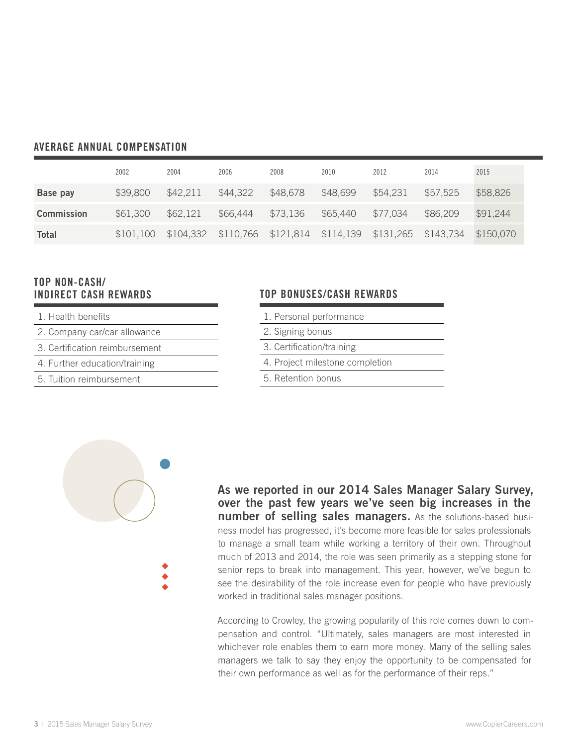## AVERAGE ANNUAL COMPENSATION

| | 2002 | 2004 | 2006 | 2008 | 2010 | 2012 | 2014 | 2015 |
|---|---|---|---|---|---|---|---|---|
| **Base pay** | $39,800 | $42,211 | $44,322 | $48,678 | $48,699 | $54,231 | $57,525 | $58,826 |
| **Commission** | $61,300 | $62,121 | $66,444 | $73,136 | $65,440 | $77,034 | $86,209 | $91,244 |
| **Total** | $101,100 | $104,332 | $110,766 | $121,814 | $114,139 | $131,265 | $143,734 | $150,070 |

## TOP NON-CASH/ INDIRECT CASH REWARDS

1. Health benefits
2. Company car/car allowance
3. Certification reimbursement
4. Further education/training
5. Tuition reimbursement

## TOP BONUSES/CASH REWARDS

1. Personal performance
2. Signing bonus
3. Certification/training
4. Project milestone completion
5. Retention bonus

**As we reported in our 2014 Sales Manager Salary Survey, over the past few years we've seen big increases in the number of selling sales managers.** As the solutions-based business model has progressed, it's become more feasible for sales professionals to manage a small team while working a territory of their own. Throughout much of 2013 and 2014, the role was seen primarily as a stepping stone for senior reps to break into management. This year, however, we've begun to see the desirability of the role increase even for people who have previously worked in traditional sales manager positions.

According to Crowley, the growing popularity of this role comes down to compensation and control. "Ultimately, sales managers are most interested in whichever role enables them to earn more money. Many of the selling sales managers we talk to say they enjoy the opportunity to be compensated for their own performance as well as for the performance of their reps."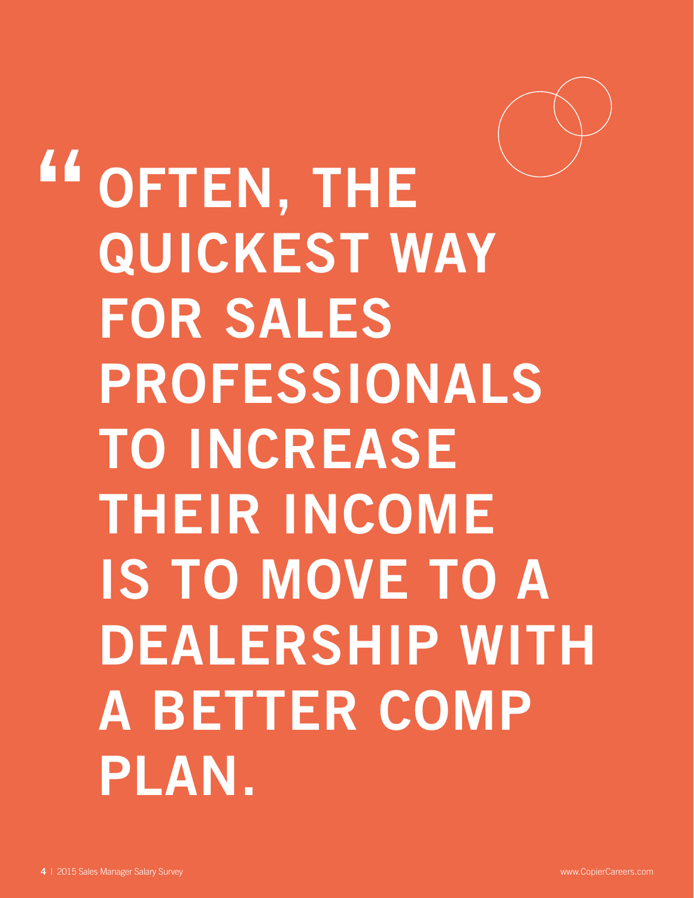"OFTEN, THE QUICKEST WAY FOR SALES PROFESSIONALS TO INCREASE THEIR INCOME IS TO MOVE TO A DEALERSHIP WITH A BETTER COMP PLAN.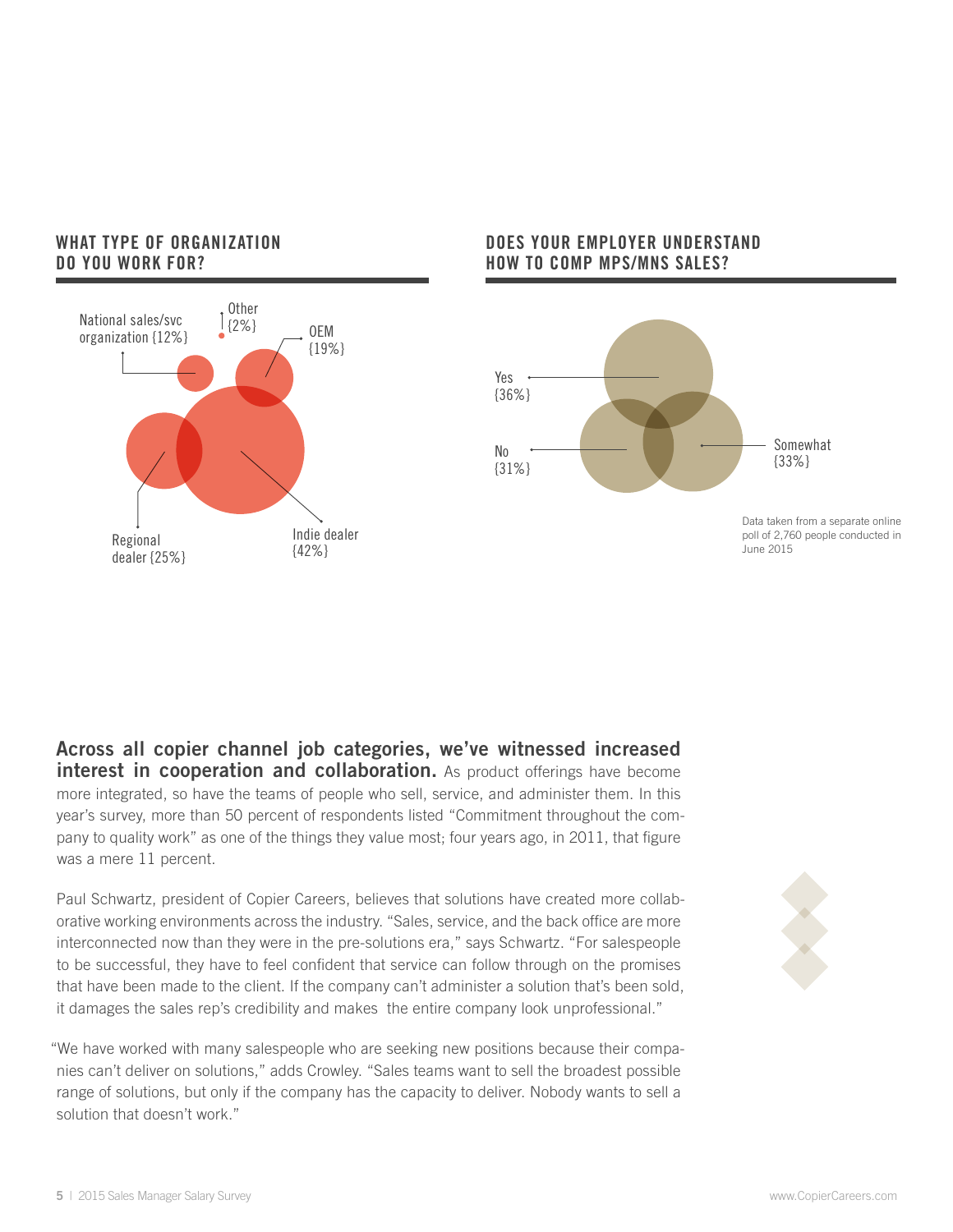## WHAT TYPE OF ORGANIZATION DO YOU WORK FOR?

National sales/svc organization {12%}

Other {2%}

OEM {19%}

Regional dealer {25%}

Indie dealer {42%}

## DOES YOUR EMPLOYER UNDERSTAND HOW TO COMP MPS/MNS SALES?

Yes {36%}

No {31%}

Somewhat {33%}

Data taken from a separate online poll of 2,760 people conducted in June 2015

**Across all copier channel job categories, we've witnessed increased interest in cooperation and collaboration.** As product offerings have become more integrated, so have the teams of people who sell, service, and administer them. In this year's survey, more than 50 percent of respondents listed "Commitment throughout the company to quality work" as one of the things they value most; four years ago, in 2011, that figure was a mere 11 percent.

Paul Schwartz, president of Copier Careers, believes that solutions have created more collaborative working environments across the industry. "Sales, service, and the back office are more interconnected now than they were in the pre-solutions era," says Schwartz. "For salespeople to be successful, they have to feel confident that service can follow through on the promises that have been made to the client. If the company can't administer a solution that's been sold, it damages the sales rep's credibility and makes the entire company look unprofessional."

"We have worked with many salespeople who are seeking new positions because their companies can't deliver on solutions," adds Crowley. "Sales teams want to sell the broadest possible range of solutions, but only if the company has the capacity to deliver. Nobody wants to sell a solution that doesn't work."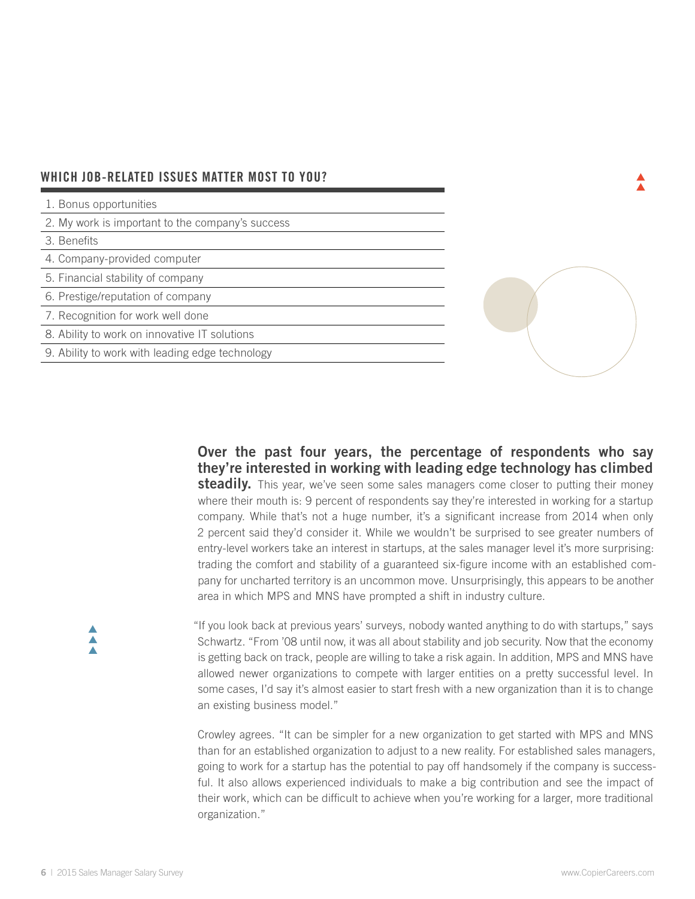## WHICH JOB-RELATED ISSUES MATTER MOST TO YOU?

1. Bonus opportunities
2. My work is important to the company's success
3. Benefits
4. Company-provided computer
5. Financial stability of company
6. Prestige/reputation of company
7. Recognition for work well done
8. Ability to work on innovative IT solutions
9. Ability to work with leading edge technology

**Over the past four years, the percentage of respondents who say they're interested in working with leading edge technology has climbed steadily.** This year, we've seen some sales managers come closer to putting their money where their mouth is: 9 percent of respondents say they're interested in working for a startup company. While that's not a huge number, it's a significant increase from 2014 when only 2 percent said they'd consider it. While we wouldn't be surprised to see greater numbers of entry-level workers take an interest in startups, at the sales manager level it's more surprising: trading the comfort and stability of a guaranteed six-figure income with an established company for uncharted territory is an uncommon move. Unsurprisingly, this appears to be another area in which MPS and MNS have prompted a shift in industry culture.

"If you look back at previous years' surveys, nobody wanted anything to do with startups," says Schwartz. "From '08 until now, it was all about stability and job security. Now that the economy is getting back on track, people are willing to take a risk again. In addition, MPS and MNS have allowed newer organizations to compete with larger entities on a pretty successful level. In some cases, I'd say it's almost easier to start fresh with a new organization than it is to change an existing business model."

Crowley agrees. "It can be simpler for a new organization to get started with MPS and MNS than for an established organization to adjust to a new reality. For established sales managers, going to work for a startup has the potential to pay off handsomely if the company is successful. It also allows experienced individuals to make a big contribution and see the impact of their work, which can be difficult to achieve when you're working for a larger, more traditional organization."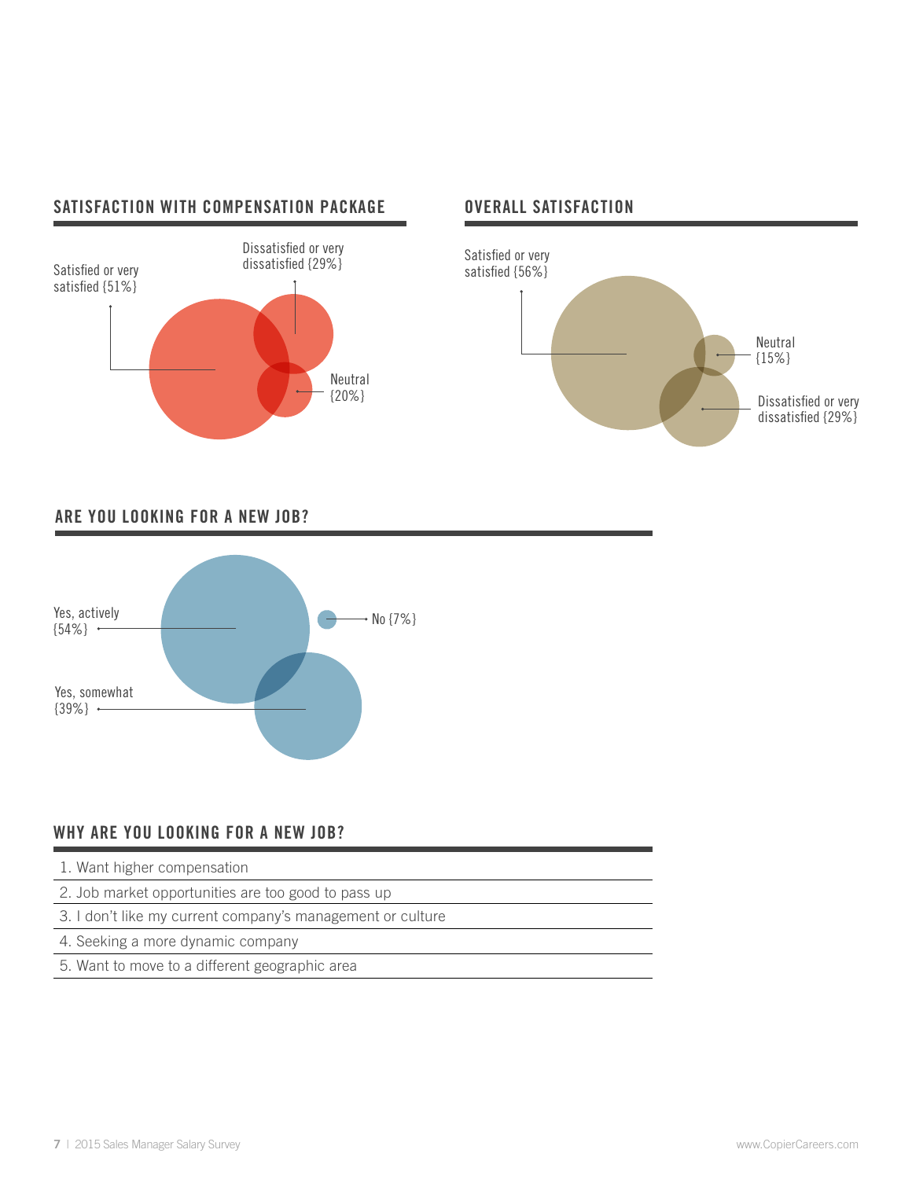## SATISFACTION WITH COMPENSATION PACKAGE

Satisfied or very satisfied {51%}

Dissatisfied or very dissatisfied {29%}

Neutral {20%}

## OVERALL SATISFACTION

Satisfied or very satisfied {56%}

Neutral {15%}

Dissatisfied or very dissatisfied {29%}

## ARE YOU LOOKING FOR A NEW JOB?

Yes, actively {54%}

No {7%}

Yes, somewhat {39%}

## WHY ARE YOU LOOKING FOR A NEW JOB?

1. Want higher compensation
2. Job market opportunities are too good to pass up
3. I don't like my current company's management or culture
4. Seeking a more dynamic company
5. Want to move to a different geographic area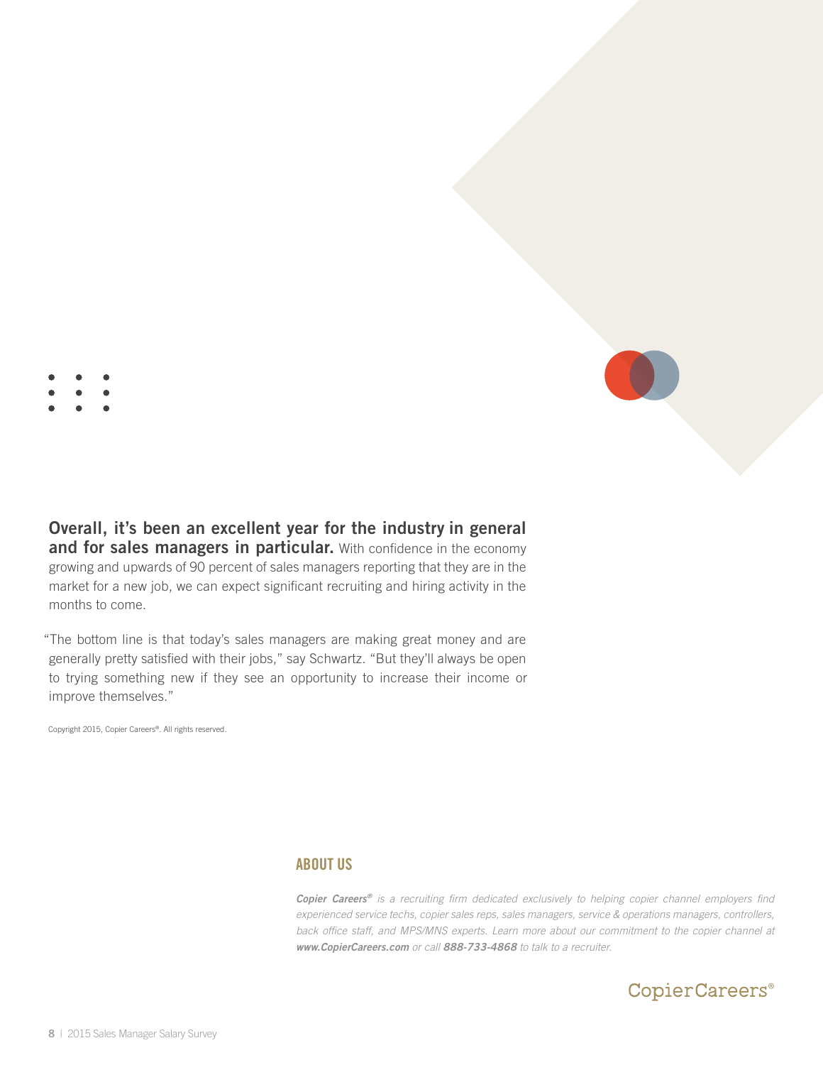**Overall, it's been an excellent year for the industry in general and for sales managers in particular.** With confidence in the economy growing and upwards of 90 percent of sales managers reporting that they are in the market for a new job, we can expect significant recruiting and hiring activity in the months to come.

"The bottom line is that today's sales managers are making great money and are generally pretty satisfied with their jobs," say Schwartz. "But they'll always be open to trying something new if they see an opportunity to increase their income or improve themselves."

Copyright 2015, Copier Careers®. All rights reserved.

## ABOUT US

***Copier Careers®*** *is a recruiting firm dedicated exclusively to helping copier channel employers find experienced service techs, copier sales reps, sales managers, service & operations managers, controllers, back office staff, and MPS/MNS experts. Learn more about our commitment to the copier channel at* ***www.CopierCareers.com*** *or call* ***888-733-4868*** *to talk to a recruiter.*

CopierCareers®